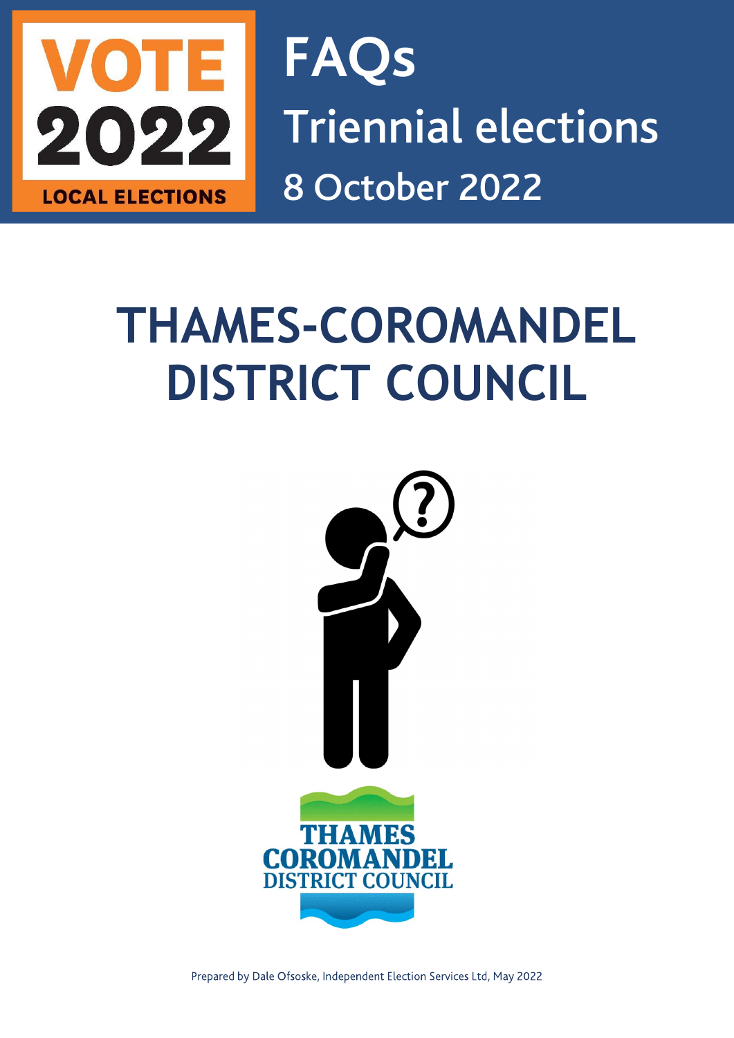VOTE 2022 LOCAL ELECTIONS

# FAQs

## Triennial elections

## 8 October 2022

# THAMES-COROMANDEL DISTRICT COUNCIL

THAMES COROMANDEL DISTRICT COUNCIL

Prepared by Dale Ofsoske, Independent Election Services Ltd, May 2022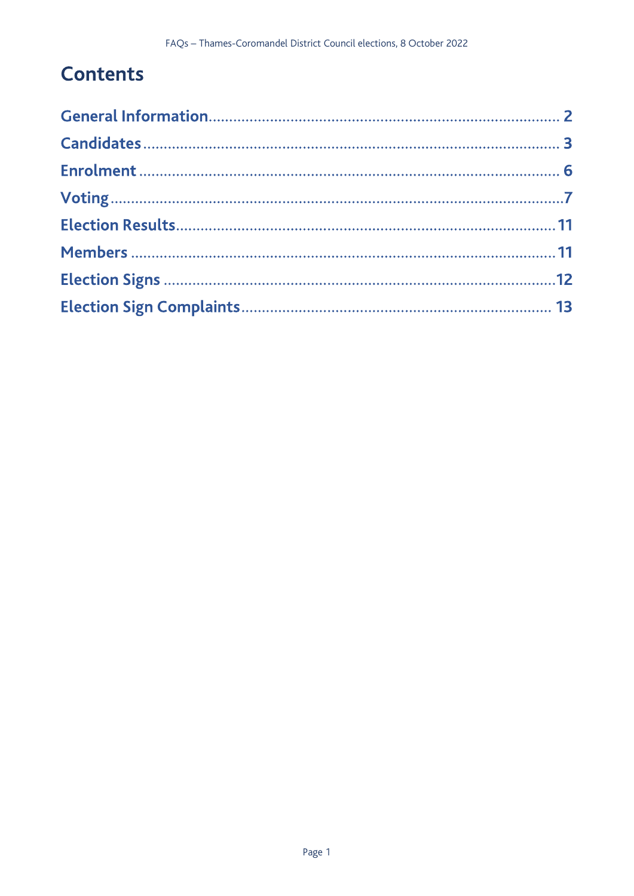# Contents

General Information .... 2

Candidates .... 3

Enrolment .... 6

Voting .... 7

Election Results .... 11

Members .... 11

Election Signs .... 12

Election Sign Complaints .... 13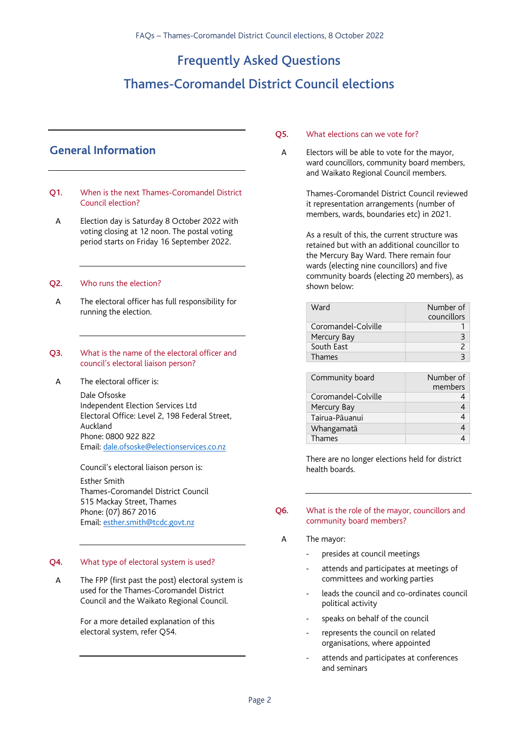## General Information

**Q1. When is the next Thames-Coromandel District Council election?**

A Election day is Saturday 8 October 2022 with voting closing at 12 noon. The postal voting period starts on Friday 16 September 2022.

**Q2. Who runs the election?**

A The electoral officer has full responsibility for running the election.

**Q3. What is the name of the electoral officer and council's electoral liaison person?**

A The electoral officer is:

Dale Ofsoske
Independent Election Services Ltd
Electoral Office: Level 2, 198 Federal Street, Auckland
Phone: 0800 922 822
Email: dale.ofsoske@electionservices.co.nz

Council's electoral liaison person is:

Esther Smith
Thames-Coromandel District Council
515 Mackay Street, Thames
Phone: (07) 867 2016
Email: esther.smith@tcdc.govt.nz

**Q4. What type of electoral system is used?**

A The FPP (first past the post) electoral system is used for the Thames-Coromandel District Council and the Waikato Regional Council.

For a more detailed explanation of this electoral system, refer Q54.

**Q5. What elections can we vote for?**

A Electors will be able to vote for the mayor, ward councillors, community board members, and Waikato Regional Council members.

Thames-Coromandel District Council reviewed it representation arrangements (number of members, wards, boundaries etc) in 2021.

As a result of this, the current structure was retained but with an additional councillor to the Mercury Bay Ward. There remain four wards (electing nine councillors) and five community boards (electing 20 members), as shown below:

| Ward | Number of councillors |
|---|---|
| Coromandel-Colville | 1 |
| Mercury Bay | 3 |
| South East | 2 |
| Thames | 3 |

| Community board | Number of members |
|---|---|
| Coromandel-Colville | 4 |
| Mercury Bay | 4 |
| Tairua-Pāuanui | 4 |
| Whangamatā | 4 |
| Thames | 4 |

There are no longer elections held for district health boards.

**Q6. What is the role of the mayor, councillors and community board members?**

A The mayor:

- presides at council meetings
- attends and participates at meetings of committees and working parties
- leads the council and co-ordinates council political activity
- speaks on behalf of the council
- represents the council on related organisations, where appointed
- attends and participates at conferences and seminars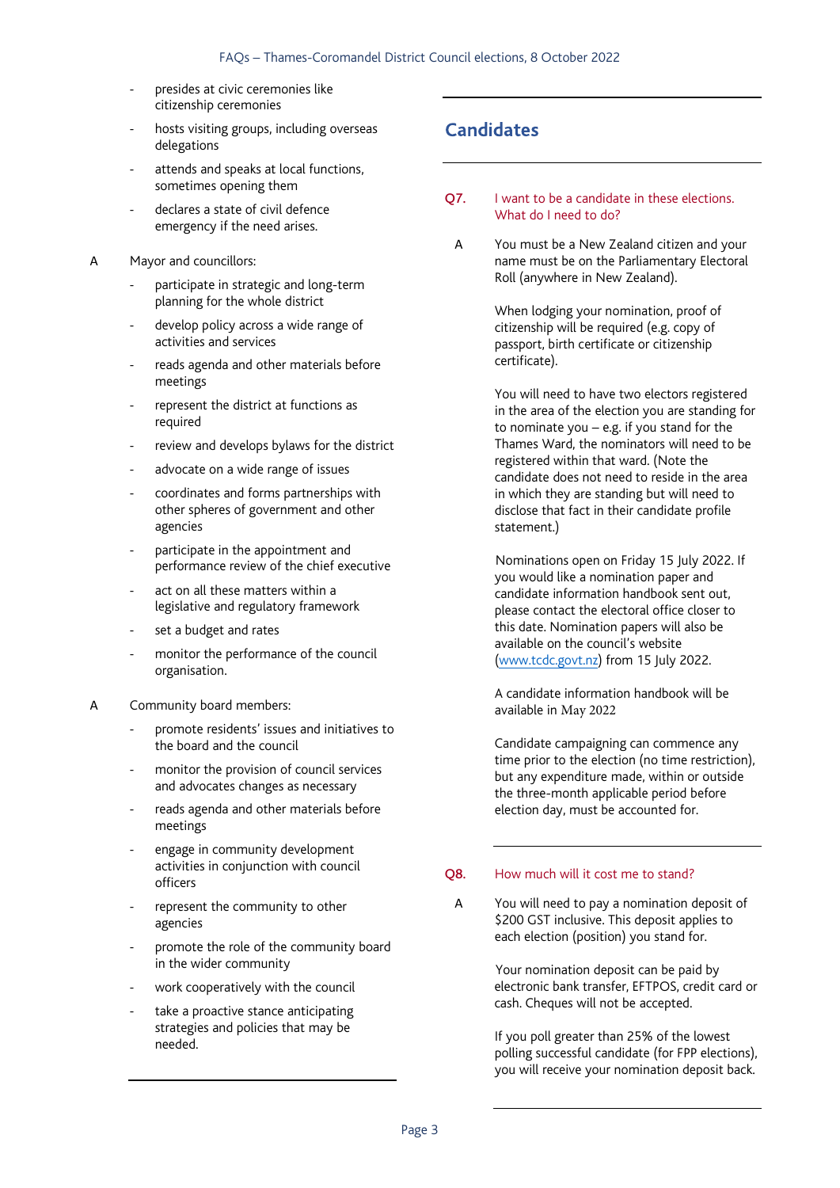- presides at civic ceremonies like citizenship ceremonies
- hosts visiting groups, including overseas delegations
- attends and speaks at local functions, sometimes opening them
- declares a state of civil defence emergency if the need arises.

A Mayor and councillors:

- participate in strategic and long-term planning for the whole district
- develop policy across a wide range of activities and services
- reads agenda and other materials before meetings
- represent the district at functions as required
- review and develops bylaws for the district
- advocate on a wide range of issues
- coordinates and forms partnerships with other spheres of government and other agencies
- participate in the appointment and performance review of the chief executive
- act on all these matters within a legislative and regulatory framework
- set a budget and rates
- monitor the performance of the council organisation.

A Community board members:

- promote residents' issues and initiatives to the board and the council
- monitor the provision of council services and advocates changes as necessary
- reads agenda and other materials before meetings
- engage in community development activities in conjunction with council officers
- represent the community to other agencies
- promote the role of the community board in the wider community
- work cooperatively with the council
- take a proactive stance anticipating strategies and policies that may be needed.

## Candidates

**Q7. I want to be a candidate in these elections. What do I need to do?**

A You must be a New Zealand citizen and your name must be on the Parliamentary Electoral Roll (anywhere in New Zealand).

When lodging your nomination, proof of citizenship will be required (e.g. copy of passport, birth certificate or citizenship certificate).

You will need to have two electors registered in the area of the election you are standing for to nominate you – e.g. if you stand for the Thames Ward, the nominators will need to be registered within that ward. (Note the candidate does not need to reside in the area in which they are standing but will need to disclose that fact in their candidate profile statement.)

Nominations open on Friday 15 July 2022. If you would like a nomination paper and candidate information handbook sent out, please contact the electoral office closer to this date. Nomination papers will also be available on the council's website (www.tcdc.govt.nz) from 15 July 2022.

A candidate information handbook will be available in May 2022

Candidate campaigning can commence any time prior to the election (no time restriction), but any expenditure made, within or outside the three-month applicable period before election day, must be accounted for.

**Q8. How much will it cost me to stand?**

A You will need to pay a nomination deposit of $200 GST inclusive. This deposit applies to each election (position) you stand for.

Your nomination deposit can be paid by electronic bank transfer, EFTPOS, credit card or cash. Cheques will not be accepted.

If you poll greater than 25% of the lowest polling successful candidate (for FPP elections), you will receive your nomination deposit back.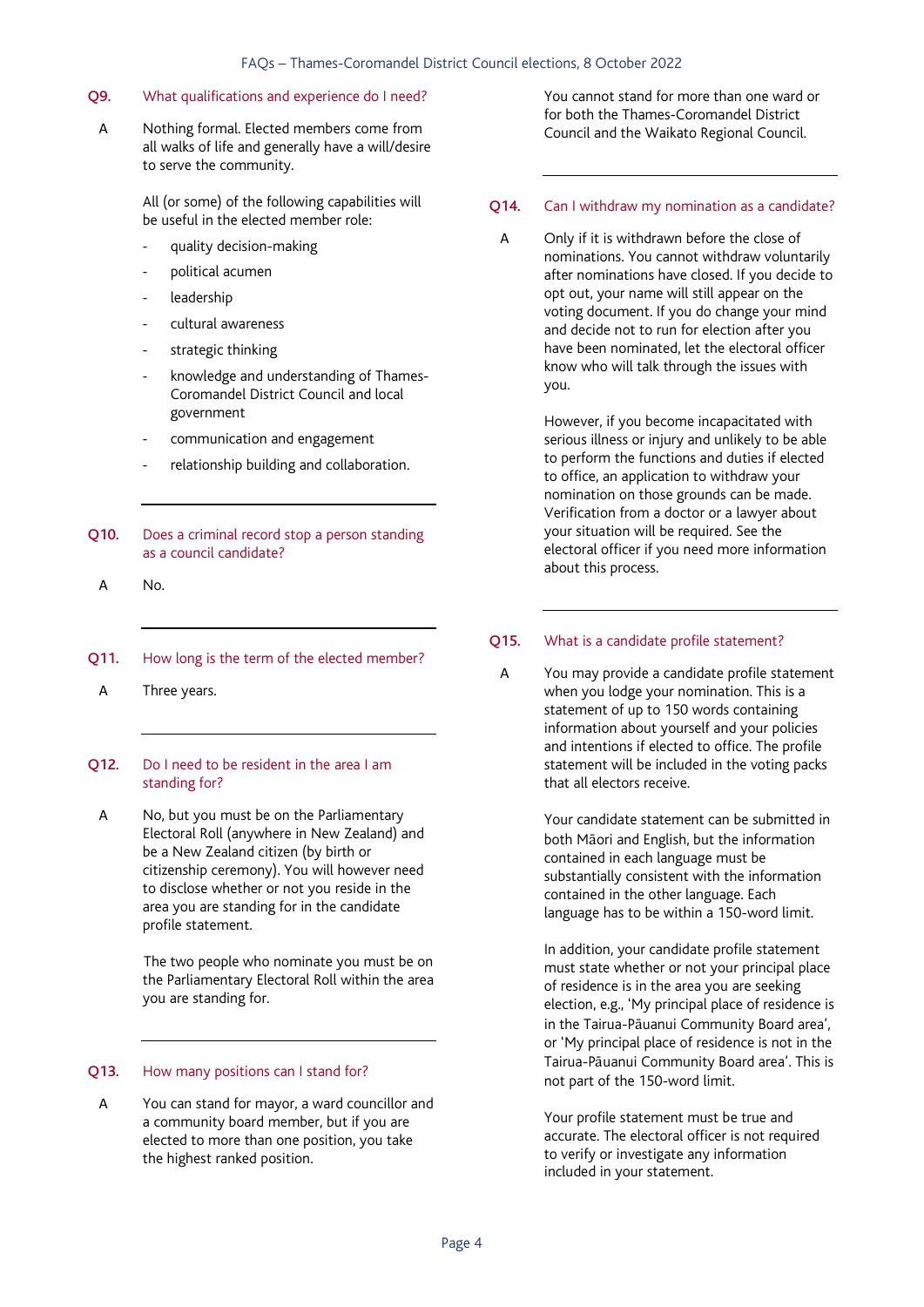### Q9. What qualifications and experience do I need?

**A** Nothing formal. Elected members come from all walks of life and generally have a will/desire to serve the community.

All (or some) of the following capabilities will be useful in the elected member role:

- quality decision-making
- political acumen
- leadership
- cultural awareness
- strategic thinking
- knowledge and understanding of Thames-Coromandel District Council and local government
- communication and engagement
- relationship building and collaboration.

---

### Q10. Does a criminal record stop a person standing as a council candidate?

**A** No.

---

### Q11. How long is the term of the elected member?

**A** Three years.

---

### Q12. Do I need to be resident in the area I am standing for?

**A** No, but you must be on the Parliamentary Electoral Roll (anywhere in New Zealand) and be a New Zealand citizen (by birth or citizenship ceremony). You will however need to disclose whether or not you reside in the area you are standing for in the candidate profile statement.

The two people who nominate you must be on the Parliamentary Electoral Roll within the area you are standing for.

---

### Q13. How many positions can I stand for?

**A** You can stand for mayor, a ward councillor and a community board member, but if you are elected to more than one position, you take the highest ranked position.

You cannot stand for more than one ward or for both the Thames-Coromandel District Council and the Waikato Regional Council.

---

### Q14. Can I withdraw my nomination as a candidate?

**A** Only if it is withdrawn before the close of nominations. You cannot withdraw voluntarily after nominations have closed. If you decide to opt out, your name will still appear on the voting document. If you do change your mind and decide not to run for election after you have been nominated, let the electoral officer know who will talk through the issues with you.

However, if you become incapacitated with serious illness or injury and unlikely to be able to perform the functions and duties if elected to office, an application to withdraw your nomination on those grounds can be made. Verification from a doctor or a lawyer about your situation will be required. See the electoral officer if you need more information about this process.

---

### Q15. What is a candidate profile statement?

**A** You may provide a candidate profile statement when you lodge your nomination. This is a statement of up to 150 words containing information about yourself and your policies and intentions if elected to office. The profile statement will be included in the voting packs that all electors receive.

Your candidate statement can be submitted in both Māori and English, but the information contained in each language must be substantially consistent with the information contained in the other language. Each language has to be within a 150-word limit.

In addition, your candidate profile statement must state whether or not your principal place of residence is in the area you are seeking election, e.g., 'My principal place of residence is in the Tairua-Pāuanui Community Board area', or 'My principal place of residence is not in the Tairua-Pāuanui Community Board area'. This is not part of the 150-word limit.

Your profile statement must be true and accurate. The electoral officer is not required to verify or investigate any information included in your statement.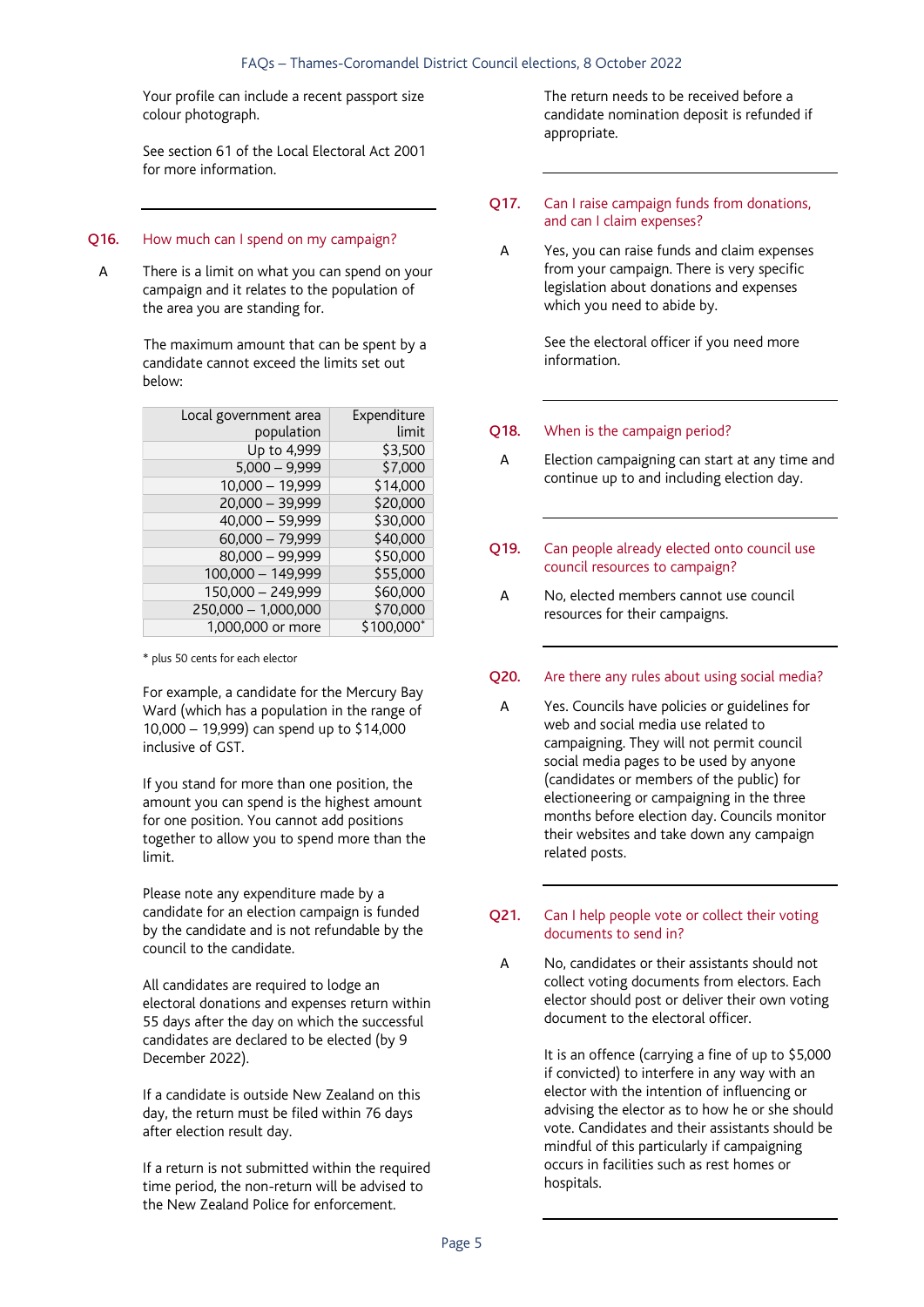Your profile can include a recent passport size colour photograph.

See section 61 of the Local Electoral Act 2001 for more information.

## Q16. How much can I spend on my campaign?

A There is a limit on what you can spend on your campaign and it relates to the population of the area you are standing for.

The maximum amount that can be spent by a candidate cannot exceed the limits set out below:

| Local government area population | Expenditure limit |
|---|---|
| Up to 4,999 | $3,500 |
| 5,000 – 9,999 | $7,000 |
| 10,000 – 19,999 | $14,000 |
| 20,000 – 39,999 | $20,000 |
| 40,000 – 59,999 | $30,000 |
| 60,000 – 79,999 | $40,000 |
| 80,000 – 99,999 | $50,000 |
| 100,000 – 149,999 | $55,000 |
| 150,000 – 249,999 | $60,000 |
| 250,000 – 1,000,000 | $70,000 |
| 1,000,000 or more | $100,000* |

\* plus 50 cents for each elector

For example, a candidate for the Mercury Bay Ward (which has a population in the range of 10,000 – 19,999) can spend up to $14,000 inclusive of GST.

If you stand for more than one position, the amount you can spend is the highest amount for one position. You cannot add positions together to allow you to spend more than the limit.

Please note any expenditure made by a candidate for an election campaign is funded by the candidate and is not refundable by the council to the candidate.

All candidates are required to lodge an electoral donations and expenses return within 55 days after the day on which the successful candidates are declared to be elected (by 9 December 2022).

If a candidate is outside New Zealand on this day, the return must be filed within 76 days after election result day.

If a return is not submitted within the required time period, the non-return will be advised to the New Zealand Police for enforcement.

The return needs to be received before a candidate nomination deposit is refunded if appropriate.

## Q17. Can I raise campaign funds from donations, and can I claim expenses?

A Yes, you can raise funds and claim expenses from your campaign. There is very specific legislation about donations and expenses which you need to abide by.

See the electoral officer if you need more information.

## Q18. When is the campaign period?

A Election campaigning can start at any time and continue up to and including election day.

## Q19. Can people already elected onto council use council resources to campaign?

A No, elected members cannot use council resources for their campaigns.

## Q20. Are there any rules about using social media?

A Yes. Councils have policies or guidelines for web and social media use related to campaigning. They will not permit council social media pages to be used by anyone (candidates or members of the public) for electioneering or campaigning in the three months before election day. Councils monitor their websites and take down any campaign related posts.

## Q21. Can I help people vote or collect their voting documents to send in?

A No, candidates or their assistants should not collect voting documents from electors. Each elector should post or deliver their own voting document to the electoral officer.

It is an offence (carrying a fine of up to $5,000 if convicted) to interfere in any way with an elector with the intention of influencing or advising the elector as to how he or she should vote. Candidates and their assistants should be mindful of this particularly if campaigning occurs in facilities such as rest homes or hospitals.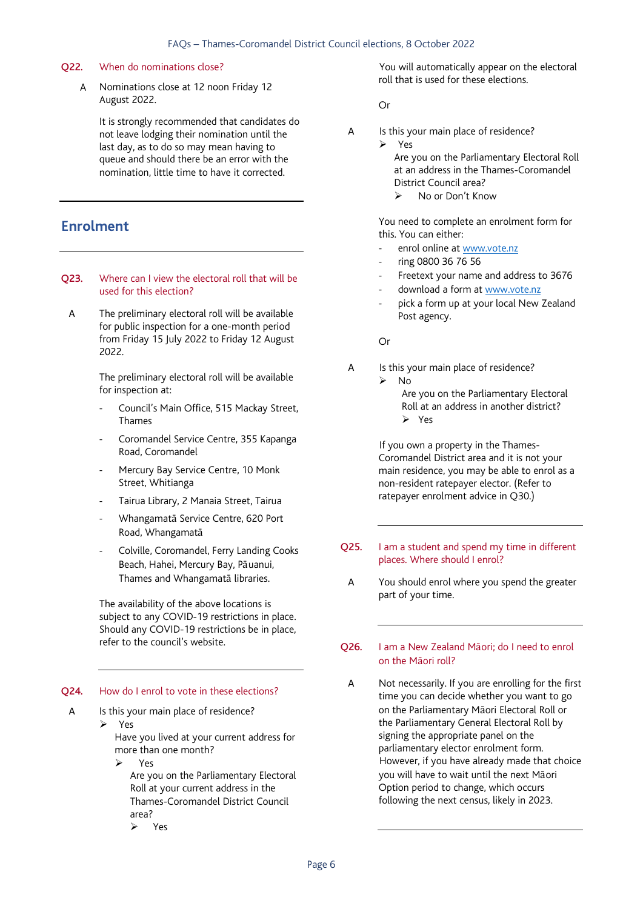**Q22. When do nominations close?**

A Nominations close at 12 noon Friday 12 August 2022.

It is strongly recommended that candidates do not leave lodging their nomination until the last day, as to do so may mean having to queue and should there be an error with the nomination, little time to have it corrected.

## Enrolment

**Q23. Where can I view the electoral roll that will be used for this election?**

A The preliminary electoral roll will be available for public inspection for a one-month period from Friday 15 July 2022 to Friday 12 August 2022.

The preliminary electoral roll will be available for inspection at:

- Council's Main Office, 515 Mackay Street, Thames
- Coromandel Service Centre, 355 Kapanga Road, Coromandel
- Mercury Bay Service Centre, 10 Monk Street, Whitianga
- Tairua Library, 2 Manaia Street, Tairua
- Whangamatā Service Centre, 620 Port Road, Whangamatā
- Colville, Coromandel, Ferry Landing Cooks Beach, Hahei, Mercury Bay, Pāuanui, Thames and Whangamatā libraries.

The availability of the above locations is subject to any COVID-19 restrictions in place. Should any COVID-19 restrictions be in place, refer to the council's website.

**Q24. How do I enrol to vote in these elections?**

A Is this your main place of residence?
- ➢ Yes
  Have you lived at your current address for more than one month?
  - ➢ Yes
    Are you on the Parliamentary Electoral Roll at your current address in the Thames-Coromandel District Council area?
    - ➢ Yes

You will automatically appear on the electoral roll that is used for these elections.

Or

A Is this your main place of residence?
- ➢ Yes
  Are you on the Parliamentary Electoral Roll at an address in the Thames-Coromandel District Council area?
  - ➢ No or Don't Know

You need to complete an enrolment form for this. You can either:

- enrol online at www.vote.nz
- ring 0800 36 76 56
- Freetext your name and address to 3676
- download a form at www.vote.nz
- pick a form up at your local New Zealand Post agency.

Or

A Is this your main place of residence?
- ➢ No
  Are you on the Parliamentary Electoral Roll at an address in another district?
  - ➢ Yes

If you own a property in the Thames-Coromandel District area and it is not your main residence, you may be able to enrol as a non-resident ratepayer elector. (Refer to ratepayer enrolment advice in Q30.)

**Q25. I am a student and spend my time in different places. Where should I enrol?**

A You should enrol where you spend the greater part of your time.

**Q26. I am a New Zealand Māori; do I need to enrol on the Māori roll?**

A Not necessarily. If you are enrolling for the first time you can decide whether you want to go on the Parliamentary Māori Electoral Roll or the Parliamentary General Electoral Roll by signing the appropriate panel on the parliamentary elector enrolment form. However, if you have already made that choice you will have to wait until the next Māori Option period to change, which occurs following the next census, likely in 2023.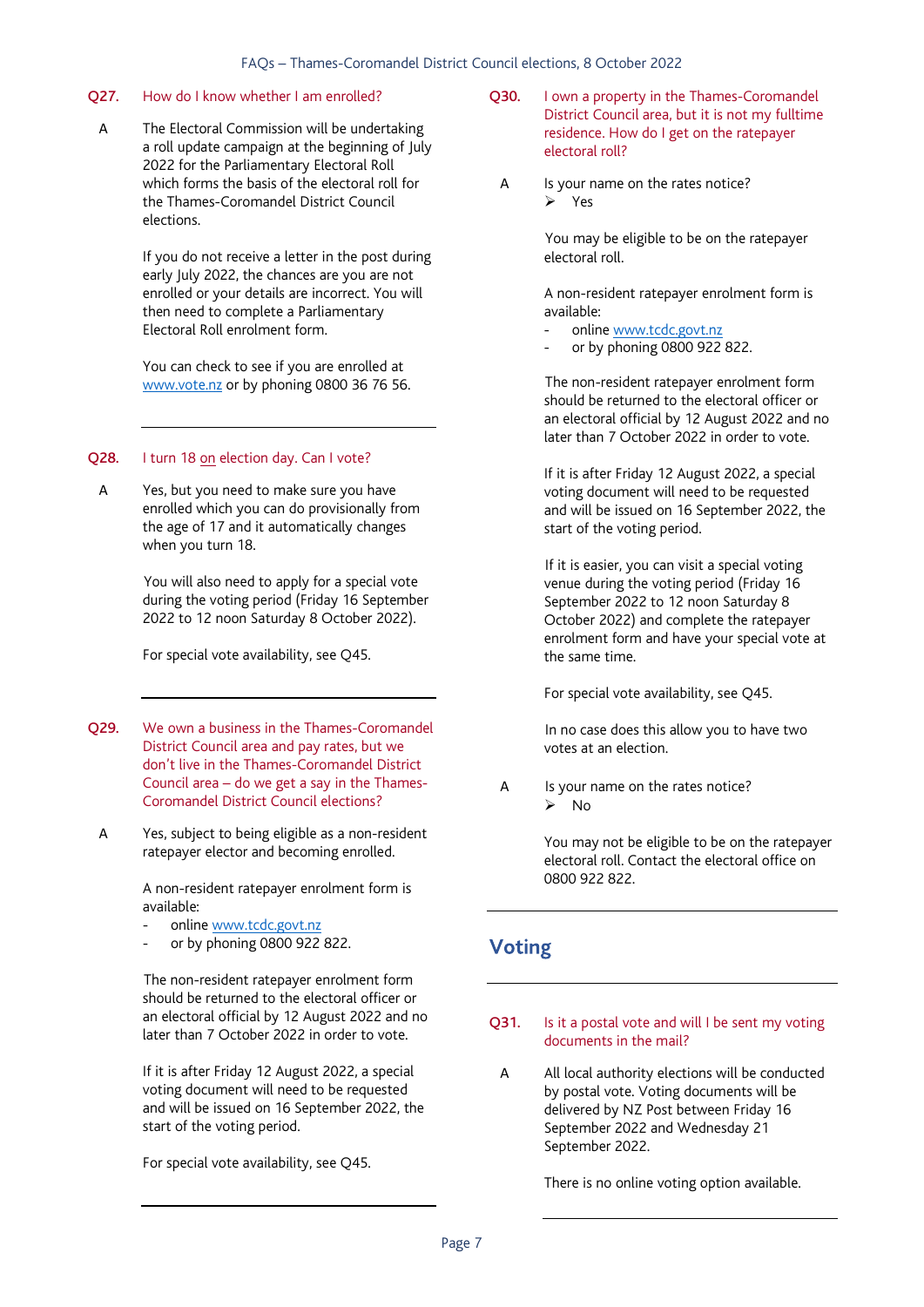**Q27. How do I know whether I am enrolled?**

A The Electoral Commission will be undertaking a roll update campaign at the beginning of July 2022 for the Parliamentary Electoral Roll which forms the basis of the electoral roll for the Thames-Coromandel District Council elections.

If you do not receive a letter in the post during early July 2022, the chances are you are not enrolled or your details are incorrect. You will then need to complete a Parliamentary Electoral Roll enrolment form.

You can check to see if you are enrolled at www.vote.nz or by phoning 0800 36 76 56.

---

**Q28. I turn 18 on election day. Can I vote?**

A Yes, but you need to make sure you have enrolled which you can do provisionally from the age of 17 and it automatically changes when you turn 18.

You will also need to apply for a special vote during the voting period (Friday 16 September 2022 to 12 noon Saturday 8 October 2022).

For special vote availability, see Q45.

---

**Q29. We own a business in the Thames-Coromandel District Council area and pay rates, but we don't live in the Thames-Coromandel District Council area – do we get a say in the Thames-Coromandel District Council elections?**

A Yes, subject to being eligible as a non-resident ratepayer elector and becoming enrolled.

A non-resident ratepayer enrolment form is available:

- online www.tcdc.govt.nz
- or by phoning 0800 922 822.

The non-resident ratepayer enrolment form should be returned to the electoral officer or an electoral official by 12 August 2022 and no later than 7 October 2022 in order to vote.

If it is after Friday 12 August 2022, a special voting document will need to be requested and will be issued on 16 September 2022, the start of the voting period.

For special vote availability, see Q45.

---

**Q30. I own a property in the Thames-Coromandel District Council area, but it is not my fulltime residence. How do I get on the ratepayer electoral roll?**

A Is your name on the rates notice?
- Yes

You may be eligible to be on the ratepayer electoral roll.

A non-resident ratepayer enrolment form is available:

- online www.tcdc.govt.nz
- or by phoning 0800 922 822.

The non-resident ratepayer enrolment form should be returned to the electoral officer or an electoral official by 12 August 2022 and no later than 7 October 2022 in order to vote.

If it is after Friday 12 August 2022, a special voting document will need to be requested and will be issued on 16 September 2022, the start of the voting period.

If it is easier, you can visit a special voting venue during the voting period (Friday 16 September 2022 to 12 noon Saturday 8 October 2022) and complete the ratepayer enrolment form and have your special vote at the same time.

For special vote availability, see Q45.

In no case does this allow you to have two votes at an election.

A Is your name on the rates notice?
- No

You may not be eligible to be on the ratepayer electoral roll. Contact the electoral office on 0800 922 822.

---

## Voting

---

**Q31. Is it a postal vote and will I be sent my voting documents in the mail?**

A All local authority elections will be conducted by postal vote. Voting documents will be delivered by NZ Post between Friday 16 September 2022 and Wednesday 21 September 2022.

There is no online voting option available.

---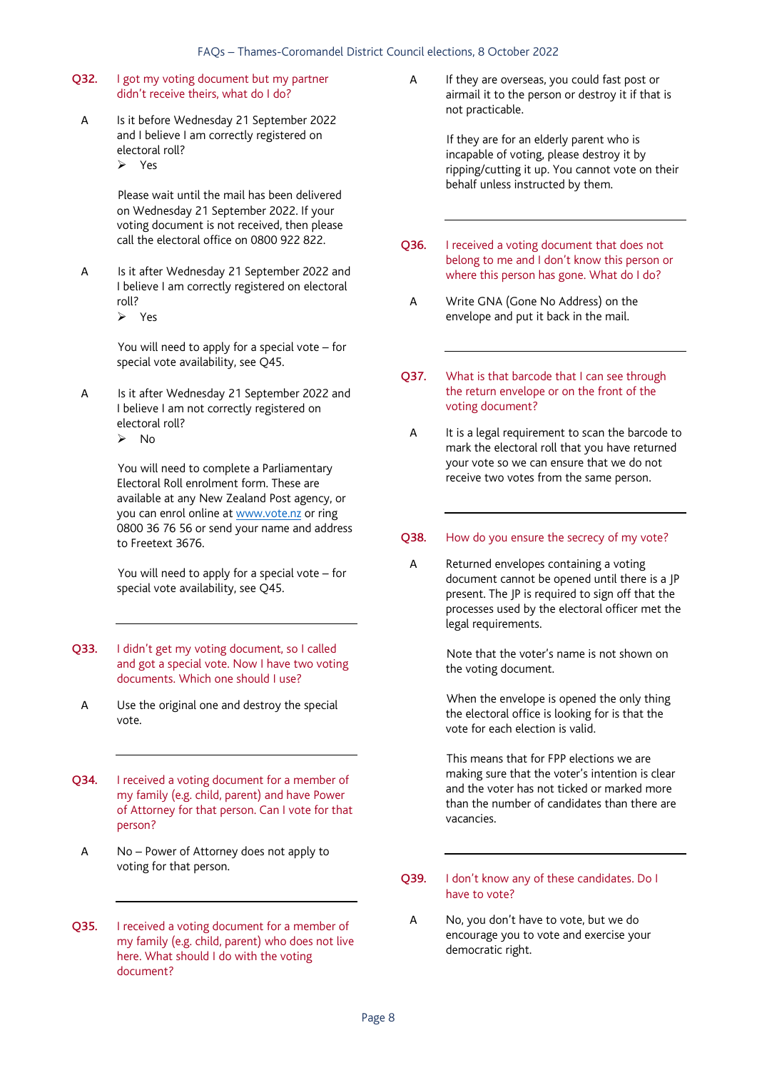**Q32. I got my voting document but my partner didn't receive theirs, what do I do?**

A Is it before Wednesday 21 September 2022 and I believe I am correctly registered on electoral roll?

- Yes

Please wait until the mail has been delivered on Wednesday 21 September 2022. If your voting document is not received, then please call the electoral office on 0800 922 822.

A Is it after Wednesday 21 September 2022 and I believe I am correctly registered on electoral roll?

- Yes

You will need to apply for a special vote – for special vote availability, see Q45.

A Is it after Wednesday 21 September 2022 and I believe I am not correctly registered on electoral roll?

- No

You will need to complete a Parliamentary Electoral Roll enrolment form. These are available at any New Zealand Post agency, or you can enrol online at [www.vote.nz](http://www.vote.nz) or ring 0800 36 76 56 or send your name and address to Freetext 3676.

You will need to apply for a special vote – for special vote availability, see Q45.

---

**Q33. I didn't get my voting document, so I called and got a special vote. Now I have two voting documents. Which one should I use?**

A Use the original one and destroy the special vote.

---

**Q34. I received a voting document for a member of my family (e.g. child, parent) and have Power of Attorney for that person. Can I vote for that person?**

A No – Power of Attorney does not apply to voting for that person.

---

**Q35. I received a voting document for a member of my family (e.g. child, parent) who does not live here. What should I do with the voting document?**

A If they are overseas, you could fast post or airmail it to the person or destroy it if that is not practicable.

If they are for an elderly parent who is incapable of voting, please destroy it by ripping/cutting it up. You cannot vote on their behalf unless instructed by them.

---

**Q36. I received a voting document that does not belong to me and I don't know this person or where this person has gone. What do I do?**

A Write GNA (Gone No Address) on the envelope and put it back in the mail.

---

**Q37. What is that barcode that I can see through the return envelope or on the front of the voting document?**

A It is a legal requirement to scan the barcode to mark the electoral roll that you have returned your vote so we can ensure that we do not receive two votes from the same person.

---

**Q38. How do you ensure the secrecy of my vote?**

A Returned envelopes containing a voting document cannot be opened until there is a JP present. The JP is required to sign off that the processes used by the electoral officer met the legal requirements.

Note that the voter's name is not shown on the voting document.

When the envelope is opened the only thing the electoral office is looking for is that the vote for each election is valid.

This means that for FPP elections we are making sure that the voter's intention is clear and the voter has not ticked or marked more than the number of candidates than there are vacancies.

---

**Q39. I don't know any of these candidates. Do I have to vote?**

A No, you don't have to vote, but we do encourage you to vote and exercise your democratic right.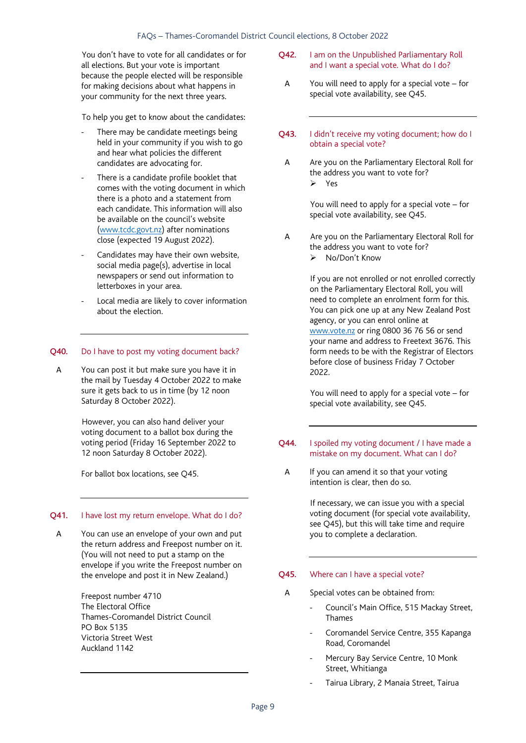You don't have to vote for all candidates or for all elections. But your vote is important because the people elected will be responsible for making decisions about what happens in your community for the next three years.

To help you get to know about the candidates:

- There may be candidate meetings being held in your community if you wish to go and hear what policies the different candidates are advocating for.
- There is a candidate profile booklet that comes with the voting document in which there is a photo and a statement from each candidate. This information will also be available on the council's website ([www.tcdc.govt.nz](http://www.tcdc.govt.nz)) after nominations close (expected 19 August 2022).
- Candidates may have their own website, social media page(s), advertise in local newspapers or send out information to letterboxes in your area.
- Local media are likely to cover information about the election.

---

**Q40. Do I have to post my voting document back?**

A You can post it but make sure you have it in the mail by Tuesday 4 October 2022 to make sure it gets back to us in time (by 12 noon Saturday 8 October 2022).

However, you can also hand deliver your voting document to a ballot box during the voting period (Friday 16 September 2022 to 12 noon Saturday 8 October 2022).

For ballot box locations, see Q45.

---

**Q41. I have lost my return envelope. What do I do?**

A You can use an envelope of your own and put the return address and Freepost number on it. (You will not need to put a stamp on the envelope if you write the Freepost number on the envelope and post it in New Zealand.)

Freepost number 4710
The Electoral Office
Thames-Coromandel District Council
PO Box 5135
Victoria Street West
Auckland 1142

---

**Q42. I am on the Unpublished Parliamentary Roll and I want a special vote. What do I do?**

A You will need to apply for a special vote – for special vote availability, see Q45.

---

**Q43. I didn't receive my voting document; how do I obtain a special vote?**

A Are you on the Parliamentary Electoral Roll for the address you want to vote for?
➢ Yes

You will need to apply for a special vote – for special vote availability, see Q45.

A Are you on the Parliamentary Electoral Roll for the address you want to vote for?
➢ No/Don't Know

If you are not enrolled or not enrolled correctly on the Parliamentary Electoral Roll, you will need to complete an enrolment form for this. You can pick one up at any New Zealand Post agency, or you can enrol online at [www.vote.nz](http://www.vote.nz) or ring 0800 36 76 56 or send your name and address to Freetext 3676. This form needs to be with the Registrar of Electors before close of business Friday 7 October 2022.

You will need to apply for a special vote – for special vote availability, see Q45.

---

**Q44. I spoiled my voting document / I have made a mistake on my document. What can I do?**

A If you can amend it so that your voting intention is clear, then do so.

If necessary, we can issue you with a special voting document (for special vote availability, see Q45), but this will take time and require you to complete a declaration.

---

**Q45. Where can I have a special vote?**

A Special votes can be obtained from:

- Council's Main Office, 515 Mackay Street, Thames
- Coromandel Service Centre, 355 Kapanga Road, Coromandel
- Mercury Bay Service Centre, 10 Monk Street, Whitianga
- Tairua Library, 2 Manaia Street, Tairua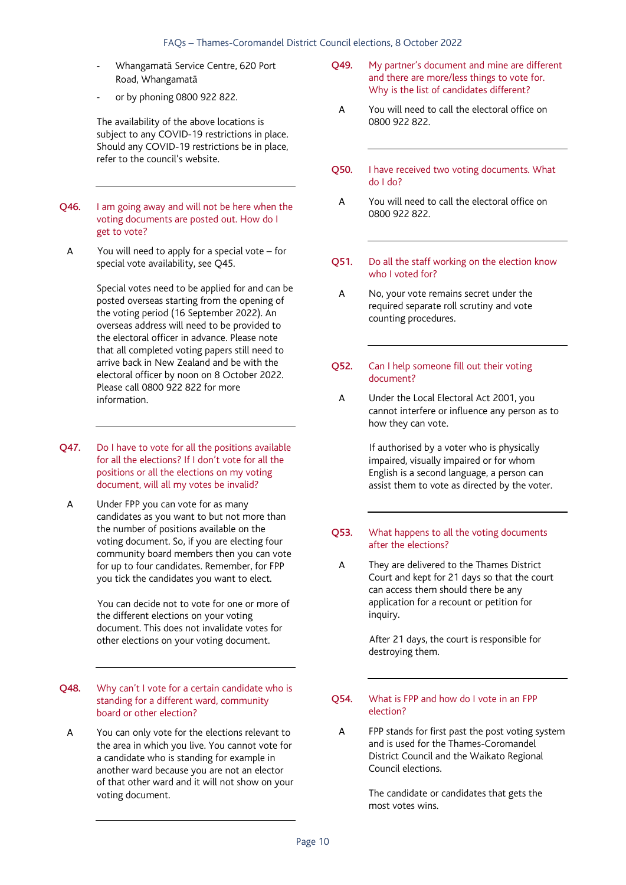- Whangamatā Service Centre, 620 Port Road, Whangamatā
- or by phoning 0800 922 822.

The availability of the above locations is subject to any COVID-19 restrictions in place. Should any COVID-19 restrictions be in place, refer to the council's website.

---

**Q46. I am going away and will not be here when the voting documents are posted out. How do I get to vote?**

A You will need to apply for a special vote – for special vote availability, see Q45.

Special votes need to be applied for and can be posted overseas starting from the opening of the voting period (16 September 2022). An overseas address will need to be provided to the electoral officer in advance. Please note that all completed voting papers still need to arrive back in New Zealand and be with the electoral officer by noon on 8 October 2022. Please call 0800 922 822 for more information.

---

**Q47. Do I have to vote for all the positions available for all the elections? If I don't vote for all the positions or all the elections on my voting document, will all my votes be invalid?**

A Under FPP you can vote for as many candidates as you want to but not more than the number of positions available on the voting document. So, if you are electing four community board members then you can vote for up to four candidates. Remember, for FPP you tick the candidates you want to elect.

You can decide not to vote for one or more of the different elections on your voting document. This does not invalidate votes for other elections on your voting document.

---

**Q48. Why can't I vote for a certain candidate who is standing for a different ward, community board or other election?**

A You can only vote for the elections relevant to the area in which you live. You cannot vote for a candidate who is standing for example in another ward because you are not an elector of that other ward and it will not show on your voting document.

---

**Q49. My partner's document and mine are different and there are more/less things to vote for. Why is the list of candidates different?**

A You will need to call the electoral office on 0800 922 822.

---

**Q50. I have received two voting documents. What do I do?**

A You will need to call the electoral office on 0800 922 822.

---

**Q51. Do all the staff working on the election know who I voted for?**

A No, your vote remains secret under the required separate roll scrutiny and vote counting procedures.

---

**Q52. Can I help someone fill out their voting document?**

A Under the Local Electoral Act 2001, you cannot interfere or influence any person as to how they can vote.

If authorised by a voter who is physically impaired, visually impaired or for whom English is a second language, a person can assist them to vote as directed by the voter.

---

**Q53. What happens to all the voting documents after the elections?**

A They are delivered to the Thames District Court and kept for 21 days so that the court can access them should there be any application for a recount or petition for inquiry.

After 21 days, the court is responsible for destroying them.

---

**Q54. What is FPP and how do I vote in an FPP election?**

A FPP stands for first past the post voting system and is used for the Thames-Coromandel District Council and the Waikato Regional Council elections.

The candidate or candidates that gets the most votes wins.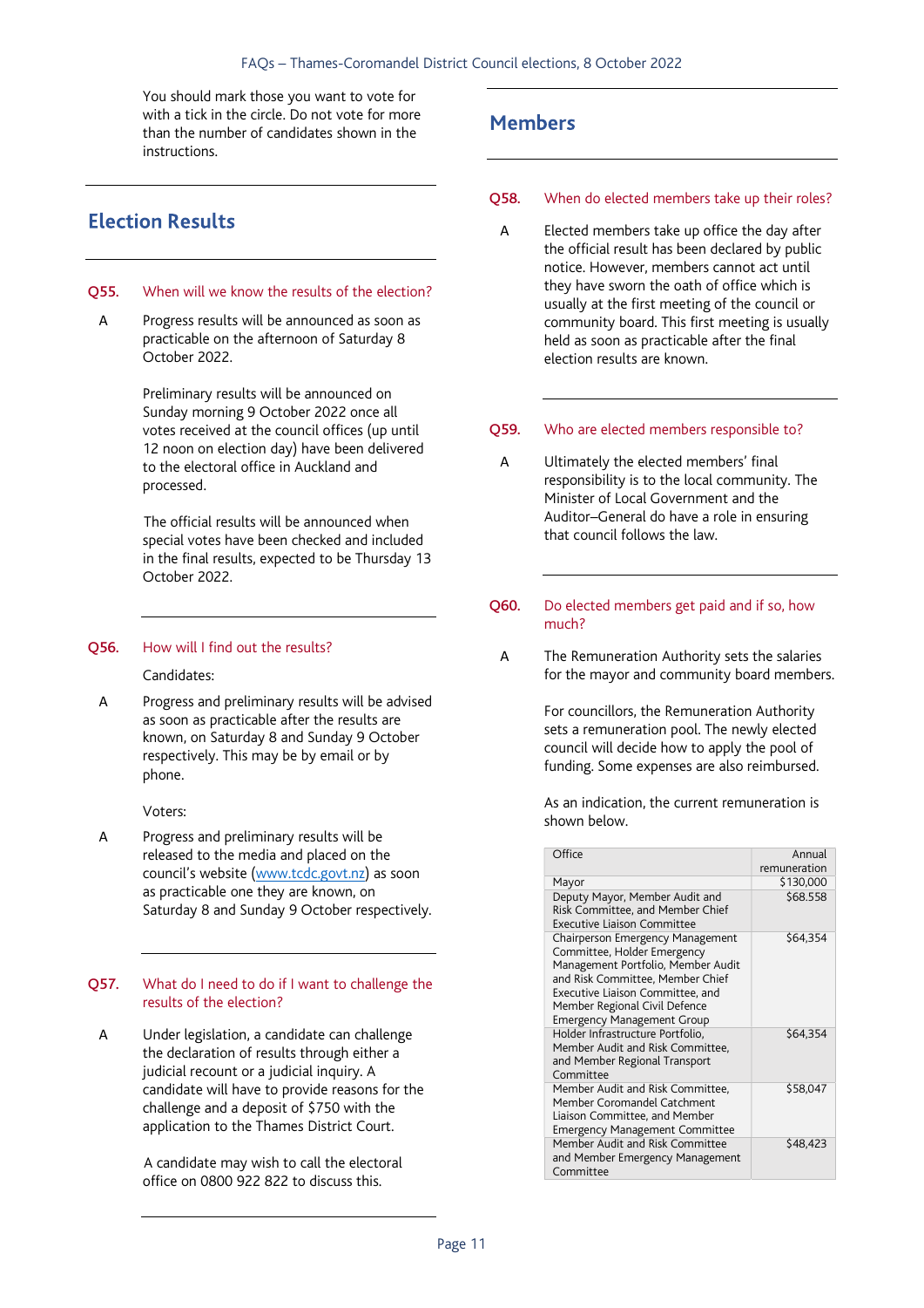You should mark those you want to vote for with a tick in the circle. Do not vote for more than the number of candidates shown in the instructions.

## Election Results

### Q55. When will we know the results of the election?

A Progress results will be announced as soon as practicable on the afternoon of Saturday 8 October 2022.

Preliminary results will be announced on Sunday morning 9 October 2022 once all votes received at the council offices (up until 12 noon on election day) have been delivered to the electoral office in Auckland and processed.

The official results will be announced when special votes have been checked and included in the final results, expected to be Thursday 13 October 2022.

### Q56. How will I find out the results?

Candidates:

A Progress and preliminary results will be advised as soon as practicable after the results are known, on Saturday 8 and Sunday 9 October respectively. This may be by email or by phone.

Voters:

A Progress and preliminary results will be released to the media and placed on the council's website ([www.tcdc.govt.nz](www.tcdc.govt.nz)) as soon as practicable one they are known, on Saturday 8 and Sunday 9 October respectively.

### Q57. What do I need to do if I want to challenge the results of the election?

A Under legislation, a candidate can challenge the declaration of results through either a judicial recount or a judicial inquiry. A candidate will have to provide reasons for the challenge and a deposit of $750 with the application to the Thames District Court.

A candidate may wish to call the electoral office on 0800 922 822 to discuss this.

## Members

### Q58. When do elected members take up their roles?

A Elected members take up office the day after the official result has been declared by public notice. However, members cannot act until they have sworn the oath of office which is usually at the first meeting of the council or community board. This first meeting is usually held as soon as practicable after the final election results are known.

### Q59. Who are elected members responsible to?

A Ultimately the elected members' final responsibility is to the local community. The Minister of Local Government and the Auditor–General do have a role in ensuring that council follows the law.

### Q60. Do elected members get paid and if so, how much?

A The Remuneration Authority sets the salaries for the mayor and community board members.

For councillors, the Remuneration Authority sets a remuneration pool. The newly elected council will decide how to apply the pool of funding. Some expenses are also reimbursed.

As an indication, the current remuneration is shown below.

| Office | Annual remuneration |
|---|---|
| Mayor | $130,000 |
| Deputy Mayor, Member Audit and Risk Committee, and Member Chief Executive Liaison Committee | $68.558 |
| Chairperson Emergency Management Committee, Holder Emergency Management Portfolio, Member Audit and Risk Committee, Member Chief Executive Liaison Committee, and Member Regional Civil Defence Emergency Management Group | $64,354 |
| Holder Infrastructure Portfolio, Member Audit and Risk Committee, and Member Regional Transport Committee | $64,354 |
| Member Audit and Risk Committee, Member Coromandel Catchment Liaison Committee, and Member Emergency Management Committee | $58,047 |
| Member Audit and Risk Committee and Member Emergency Management Committee | $48,423 |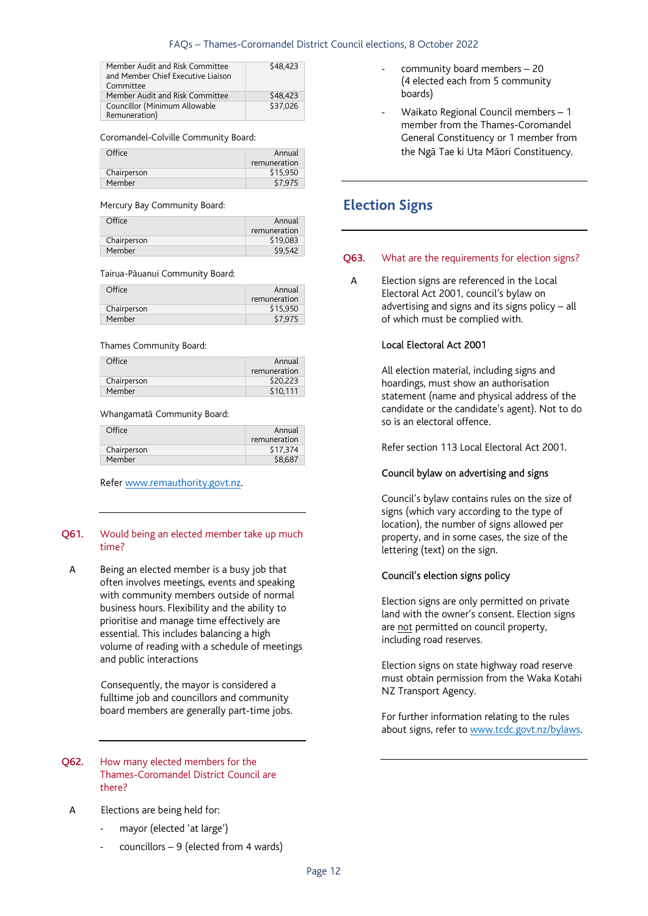| | |
|---|---|
| Member Audit and Risk Committee and Member Chief Executive Liaison Committee | $48,423 |
| Member Audit and Risk Committee | $48,423 |
| Councillor (Minimum Allowable Remuneration) | $37,026 |

Coromandel-Colville Community Board:

| Office | Annual remuneration |
|---|---|
| Chairperson | $15,950 |
| Member | $7,975 |

Mercury Bay Community Board:

| Office | Annual remuneration |
|---|---|
| Chairperson | $19,083 |
| Member | $9,542 |

Tairua-Pāuanui Community Board:

| Office | Annual remuneration |
|---|---|
| Chairperson | $15,950 |
| Member | $7,975 |

Thames Community Board:

| Office | Annual remuneration |
|---|---|
| Chairperson | $20,223 |
| Member | $10,111 |

Whangamatā Community Board:

| Office | Annual remuneration |
|---|---|
| Chairperson | $17,374 |
| Member | $8,687 |

Refer www.remauthority.govt.nz.

---

**Q61. Would being an elected member take up much time?**

A Being an elected member is a busy job that often involves meetings, events and speaking with community members outside of normal business hours. Flexibility and the ability to prioritise and manage time effectively are essential. This includes balancing a high volume of reading with a schedule of meetings and public interactions

Consequently, the mayor is considered a fulltime job and councillors and community board members are generally part-time jobs.

---

**Q62. How many elected members for the Thames-Coromandel District Council are there?**

A Elections are being held for:

- mayor (elected 'at large')
- councillors – 9 (elected from 4 wards)
- community board members – 20 (4 elected each from 5 community boards)
- Waikato Regional Council members – 1 member from the Thames-Coromandel General Constituency or 1 member from the Ngā Tae ki Uta Māori Constituency.

---

## Election Signs

---

**Q63. What are the requirements for election signs?**

A Election signs are referenced in the Local Electoral Act 2001, council's bylaw on advertising and signs and its signs policy – all of which must be complied with.

Local Electoral Act 2001

All election material, including signs and hoardings, must show an authorisation statement (name and physical address of the candidate or the candidate's agent). Not to do so is an electoral offence.

Refer section 113 Local Electoral Act 2001.

Council bylaw on advertising and signs

Council's bylaw contains rules on the size of signs (which vary according to the type of location), the number of signs allowed per property, and in some cases, the size of the lettering (text) on the sign.

Council's election signs policy

Election signs are only permitted on private land with the owner's consent. Election signs are not permitted on council property, including road reserves.

Election signs on state highway road reserve must obtain permission from the Waka Kotahi NZ Transport Agency.

For further information relating to the rules about signs, refer to www.tcdc.govt.nz/bylaws.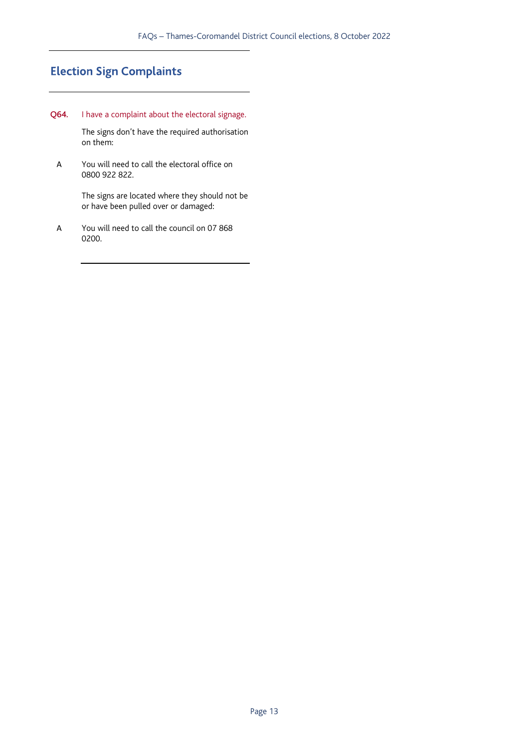## Election Sign Complaints

**Q64.** I have a complaint about the electoral signage.

The signs don't have the required authorisation on them:

A You will need to call the electoral office on 0800 922 822.

The signs are located where they should not be or have been pulled over or damaged:

A You will need to call the council on 07 868 0200.